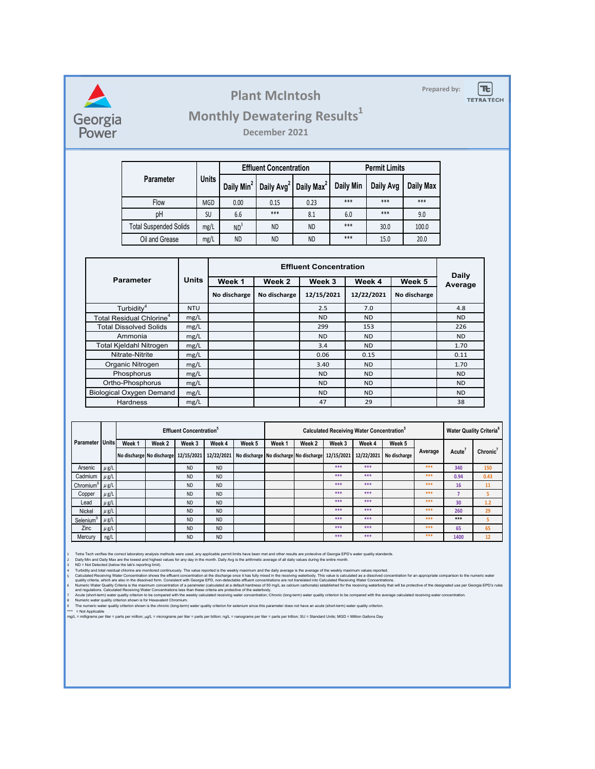Georgia Power

# Plant McIntosh

## Monthly Dewatering Results[1]

December 2021

Prepared by: TETRA TECH

| Parameter | Units | Effluent Concentration | | | Permit Limits | | |
|---|---|---|---|---|---|---|---|
| | | Daily Min[2] | Daily Avg[2] | Daily Max[2] | Daily Min | Daily Avg | Daily Max |
| Flow | MGD | 0.00 | 0.15 | 0.23 | *** | *** | *** |
| pH | SU | 6.6 | *** | 8.1 | 6.0 | *** | 9.0 |
| Total Suspended Solids | mg/L | ND[3] | ND | ND | *** | 30.0 | 100.0 |
| Oil and Grease | mg/L | ND | ND | ND | *** | 15.0 | 20.0 |

| Parameter | Units | Effluent Concentration | | | | | Daily Average |
|---|---|---|---|---|---|---|---|
| | | Week 1 | Week 2 | Week 3 | Week 4 | Week 5 | |
| | | No discharge | No discharge | 12/15/2021 | 12/22/2021 | No discharge | |
| Turbidity[4] | NTU | | | 2.5 | 7.0 | | 4.8 |
| Total Residual Chlorine[4] | mg/L | | | ND | ND | | ND |
| Total Dissolved Solids | mg/L | | | 299 | 153 | | 226 |
| Ammonia | mg/L | | | ND | ND | | ND |
| Total Kjeldahl Nitrogen | mg/L | | | 3.4 | ND | | 1.70 |
| Nitrate-Nitrite | mg/L | | | 0.06 | 0.15 | | 0.11 |
| Organic Nitrogen | mg/L | | | 3.40 | ND | | 1.70 |
| Phosphorus | mg/L | | | ND | ND | | ND |
| Ortho-Phosphorus | mg/L | | | ND | ND | | ND |
| Biological Oxygen Demand | mg/L | | | ND | ND | | ND |
| Hardness | mg/L | | | 47 | 29 | | 38 |

| Parameter | Units | Effluent Concentration[5] | | | | | Calculated Receiving Water Concentration[5] | | | | | | Water Quality Criteria[6] | |
|---|---|---|---|---|---|---|---|---|---|---|---|---|---|---|
| | | Week 1 | Week 2 | Week 3 | Week 4 | Week 5 | Week 1 | Week 2 | Week 3 | Week 4 | Week 5 | Average | Acute[7] | Chronic[7] |
| | | No discharge | No discharge | 12/15/2021 | 12/22/2021 | No discharge | No discharge | No discharge | 12/15/2021 | 12/22/2021 | No discharge | | | |
| Arsenic | μg/L | | | ND | ND | | | | *** | *** | | *** | 340 | 150 |
| Cadmium | μg/L | | | ND | ND | | | | *** | *** | | *** | 0.94 | 0.43 |
| Chromium[8] | μg/L | | | ND | ND | | | | *** | *** | | *** | 16 | 11 |
| Copper | μg/L | | | ND | ND | | | | *** | *** | | *** | 7 | 5 |
| Lead | μg/L | | | ND | ND | | | | *** | *** | | *** | 30 | 1.2 |
| Nickel | μg/L | | | ND | ND | | | | *** | *** | | *** | 260 | 29 |
| Selenium[9] | μg/L | | | ND | ND | | | | *** | *** | | *** | *** | 5 |
| Zinc | μg/L | | | ND | ND | | | | *** | *** | | *** | 65 | 65 |
| Mercury | ng/L | | | ND | ND | | | | *** | *** | | *** | 1400 | 12 |

1. Tetra Tech verifies the correct laboratory analysis methods were used, any applicable permit limits have been met and other results are protective of Georgia EPD's water quality standards.
2. Daily Min and Daily Max are the lowest and highest values for any day in the month. Daily Avg is the arithmetic average of all daily values during the entire month.
3. ND = Not Detected (below the lab's reporting limit).
4. Turbidity and total residual chlorine are monitored continuously. The value reported is the weekly maximum and the daily average is the average of the weekly maximum values reported.
5. Calculated Receiving Water Concentration shows the effluent concentration at the discharge once it has fully mixed in the receiving waterbody. This value is calculated as a dissolved concentration for an appropriate comparison to the numeric water quality criteria, which are also in the dissolved form. Consistent with Georgia EPD, non-detectable effluent concentrations are not translated into Calculated Receiving Water Concentrations.
6. Numeric Water Quality Criteria is the maximum concentration of a parameter (calculated at a default hardness of 50 mg/L as calcium carbonate) established for the receiving waterbody that will be protective of the designated use per Georgia EPD's rules and regulations. Calculated Receiving Water Concentrations less than these criteria are protective of the waterbody.
7. Acute (short-term) water quality criterion to be compared with the weekly calculated receiving water concentration; Chronic (long-term) water quality criterion to be compared with the average calculated receiving water concentration.
8. Numeric water quality criterion shown is for Hexavalent Chromium.
9. The numeric water quality criterion shown is the chronic (long-term) water quality criterion for selenium since this parameter does not have an acute (short-term) water quality criterion.

*** = Not Applicable

mg/L = milligrams per liter = parts per million; μg/L = micrograms per liter = parts per billion; ng/L = nanograms per liter = parts per trillion; SU = Standard Units; MGD = Million Gallons Day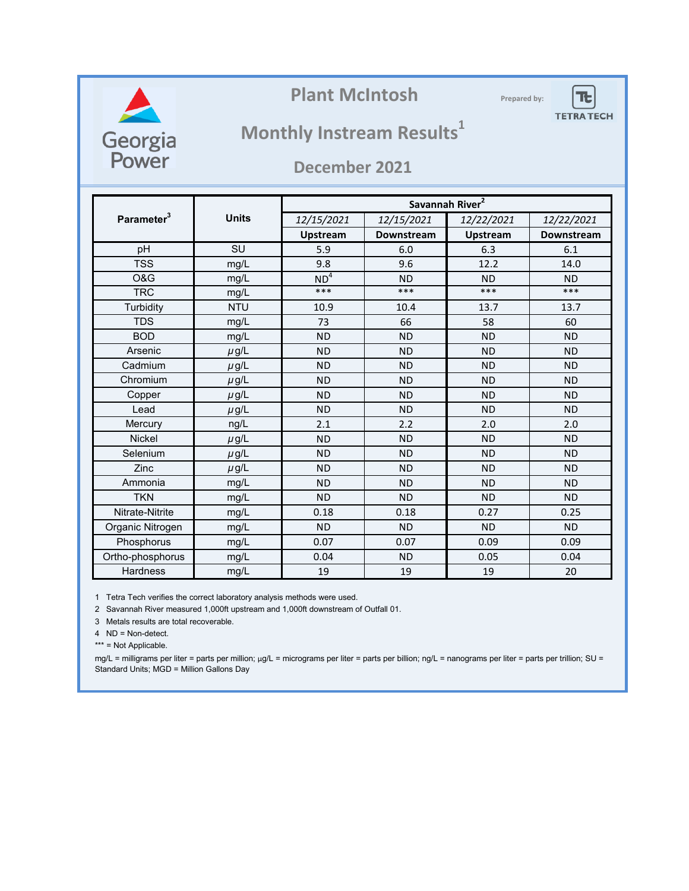# Plant McIntosh

## Monthly Instream Results[1]

### December 2021

Georgia Power

Prepared by: TETRA TECH

| Parameter[3] | Units | Savannah River[2] | | | |
|---|---|---|---|---|---|
| | | *12/15/2021* | *12/15/2021* | *12/22/2021* | *12/22/2021* |
| | | **Upstream** | **Downstream** | **Upstream** | **Downstream** |
| pH | SU | 5.9 | 6.0 | 6.3 | 6.1 |
| TSS | mg/L | 9.8 | 9.6 | 12.2 | 14.0 |
| O&G | mg/L | ND[4] | ND | ND | ND |
| TRC | mg/L | *** | *** | *** | *** |
| Turbidity | NTU | 10.9 | 10.4 | 13.7 | 13.7 |
| TDS | mg/L | 73 | 66 | 58 | 60 |
| BOD | mg/L | ND | ND | ND | ND |
| Arsenic | μg/L | ND | ND | ND | ND |
| Cadmium | μg/L | ND | ND | ND | ND |
| Chromium | μg/L | ND | ND | ND | ND |
| Copper | μg/L | ND | ND | ND | ND |
| Lead | μg/L | ND | ND | ND | ND |
| Mercury | ng/L | 2.1 | 2.2 | 2.0 | 2.0 |
| Nickel | μg/L | ND | ND | ND | ND |
| Selenium | μg/L | ND | ND | ND | ND |
| Zinc | μg/L | ND | ND | ND | ND |
| Ammonia | mg/L | ND | ND | ND | ND |
| TKN | mg/L | ND | ND | ND | ND |
| Nitrate-Nitrite | mg/L | 0.18 | 0.18 | 0.27 | 0.25 |
| Organic Nitrogen | mg/L | ND | ND | ND | ND |
| Phosphorus | mg/L | 0.07 | 0.07 | 0.09 | 0.09 |
| Ortho-phosphorus | mg/L | 0.04 | ND | 0.05 | 0.04 |
| Hardness | mg/L | 19 | 19 | 19 | 20 |

1 Tetra Tech verifies the correct laboratory analysis methods were used.
2 Savannah River measured 1,000ft upstream and 1,000ft downstream of Outfall 01.
3 Metals results are total recoverable.
4 ND = Non-detect.
*** = Not Applicable.

mg/L = milligrams per liter = parts per million; μg/L = micrograms per liter = parts per billion; ng/L = nanograms per liter = parts per trillion; SU = Standard Units; MGD = Million Gallons Day